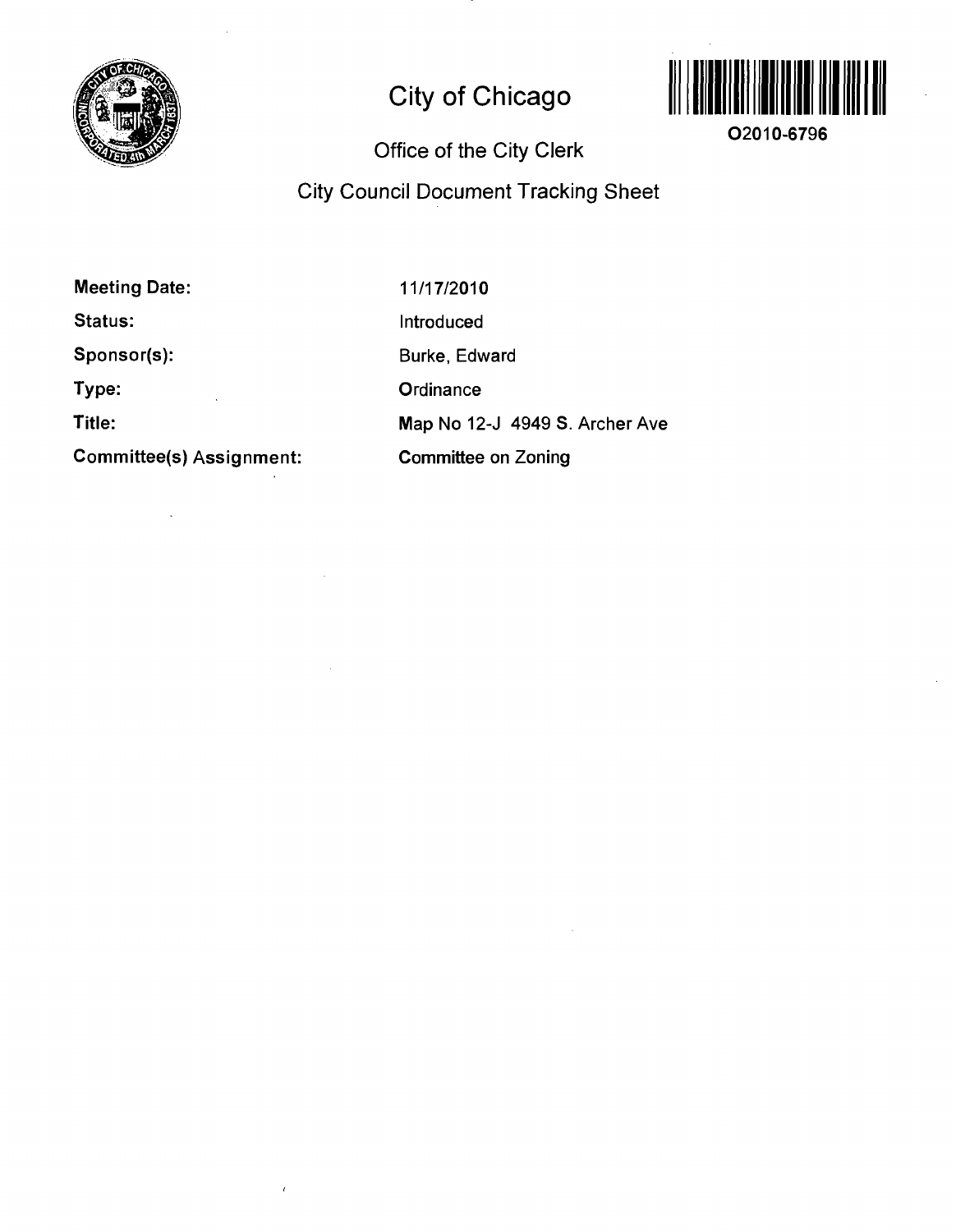# City of Chicago

O2010-6796

## Office of the City Clerk

## City Council Document Tracking Sheet

| | |
|---|---|
| **Meeting Date:** | 11/17/2010 |
| **Status:** | Introduced |
| **Sponsor(s):** | Burke, Edward |
| **Type:** | Ordinance |
| **Title:** | Map No 12-J 4949 S. Archer Ave |
| **Committee(s) Assignment:** | Committee on Zoning |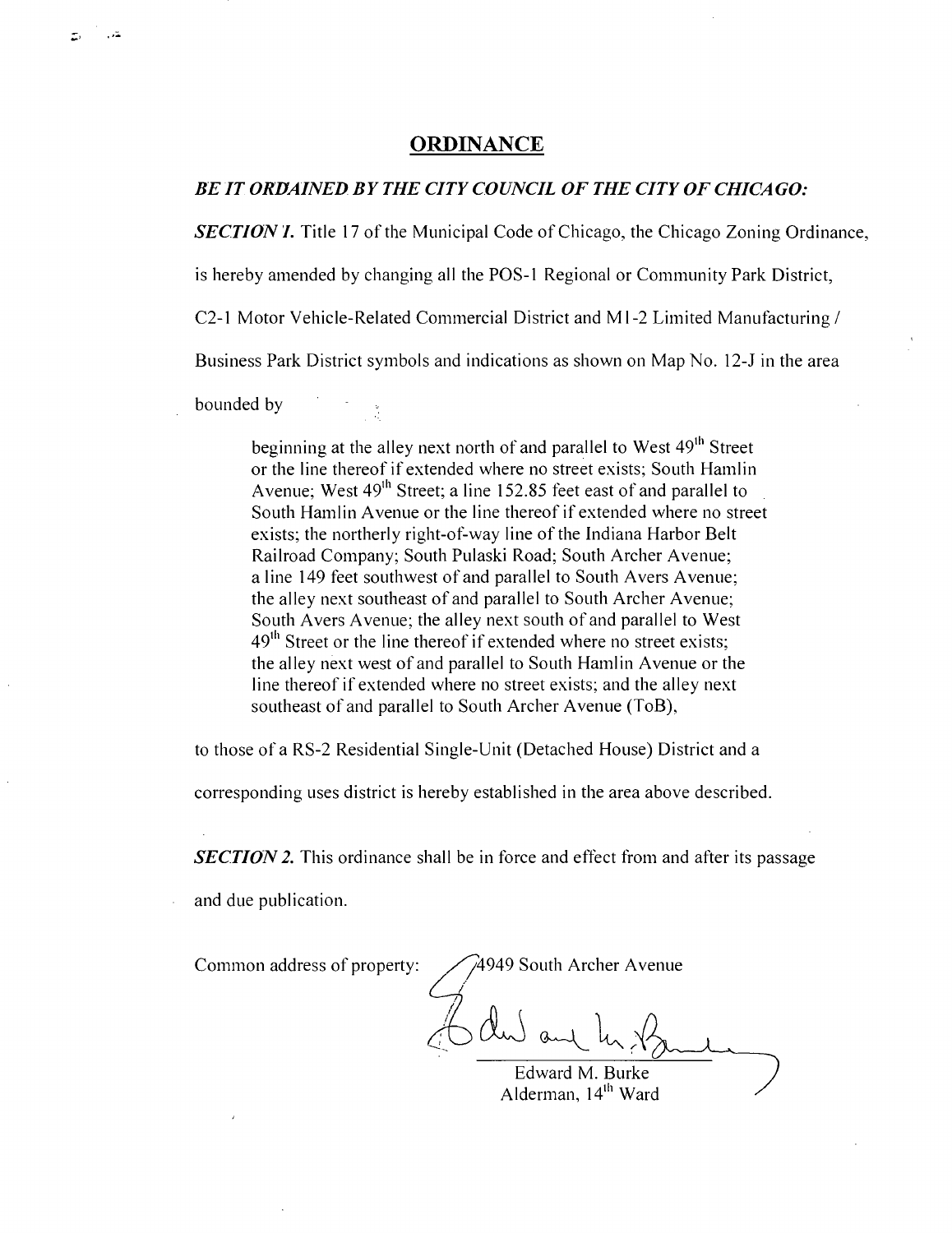# ORDINANCE

***BE IT ORDAINED BY THE CITY COUNCIL OF THE CITY OF CHICAGO:***

***SECTION 1.*** Title 17 of the Municipal Code of Chicago, the Chicago Zoning Ordinance, is hereby amended by changing all the POS-1 Regional or Community Park District, C2-1 Motor Vehicle-Related Commercial District and M1-2 Limited Manufacturing / Business Park District symbols and indications as shown on Map No. 12-J in the area bounded by

> beginning at the alley next north of and parallel to West 49th Street or the line thereof if extended where no street exists; South Hamlin Avenue; West 49th Street; a line 152.85 feet east of and parallel to South Hamlin Avenue or the line thereof if extended where no street exists; the northerly right-of-way line of the Indiana Harbor Belt Railroad Company; South Pulaski Road; South Archer Avenue; a line 149 feet southwest of and parallel to South Avers Avenue; the alley next southeast of and parallel to South Archer Avenue; South Avers Avenue; the alley next south of and parallel to West 49th Street or the line thereof if extended where no street exists; the alley next west of and parallel to South Hamlin Avenue or the line thereof if extended where no street exists; and the alley next southeast of and parallel to South Archer Avenue (ToB),

to those of a RS-2 Residential Single-Unit (Detached House) District and a corresponding uses district is hereby established in the area above described.

***SECTION 2.*** This ordinance shall be in force and effect from and after its passage and due publication.

Common address of property: 4949 South Archer Avenue

Edward M. Burke
Alderman, 14th Ward